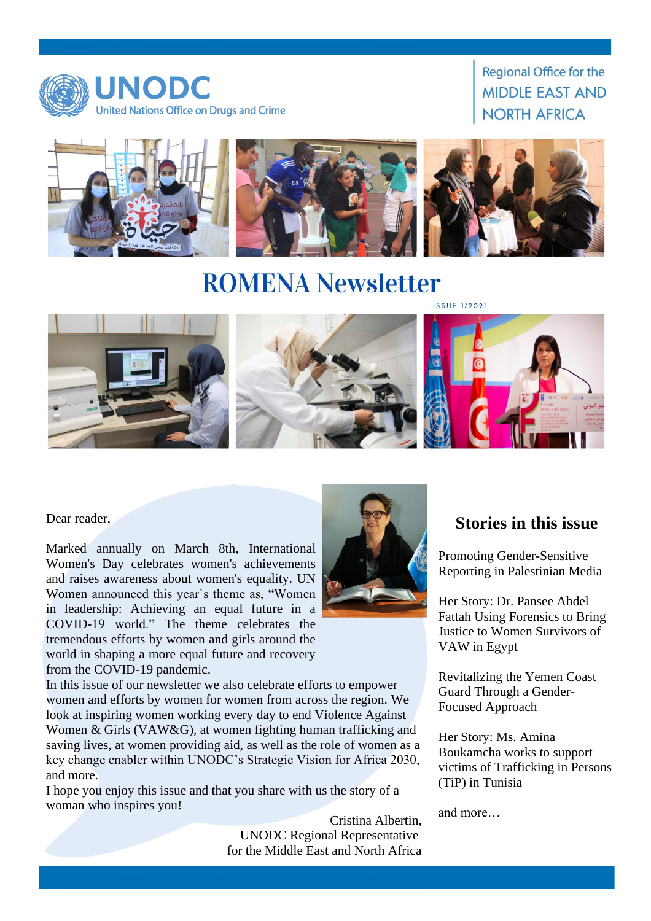UNODC
United Nations Office on Drugs and Crime

Regional Office for the MIDDLE EAST AND NORTH AFRICA

# ROMENA Newsletter

ISSUE 1/2021

Dear reader,

Marked annually on March 8th, International Women's Day celebrates women's achievements and raises awareness about women's equality. UN Women announced this year`s theme as, “Women in leadership: Achieving an equal future in a COVID-19 world.” The theme celebrates the tremendous efforts by women and girls around the world in shaping a more equal future and recovery from the COVID-19 pandemic.

In this issue of our newsletter we also celebrate efforts to empower women and efforts by women for women from across the region. We look at inspiring women working every day to end Violence Against Women & Girls (VAW&G), at women fighting human trafficking and saving lives, at women providing aid, as well as the role of women as a key change enabler within UNODC's Strategic Vision for Africa 2030, and more.

I hope you enjoy this issue and that you share with us the story of a woman who inspires you!

Cristina Albertin,
UNODC Regional Representative
for the Middle East and North Africa

## Stories in this issue

Promoting Gender-Sensitive Reporting in Palestinian Media

Her Story: Dr. Pansee Abdel Fattah Using Forensics to Bring Justice to Women Survivors of VAW in Egypt

Revitalizing the Yemen Coast Guard Through a Gender-Focused Approach

Her Story: Ms. Amina Boukamcha works to support victims of Trafficking in Persons (TiP) in Tunisia

and more…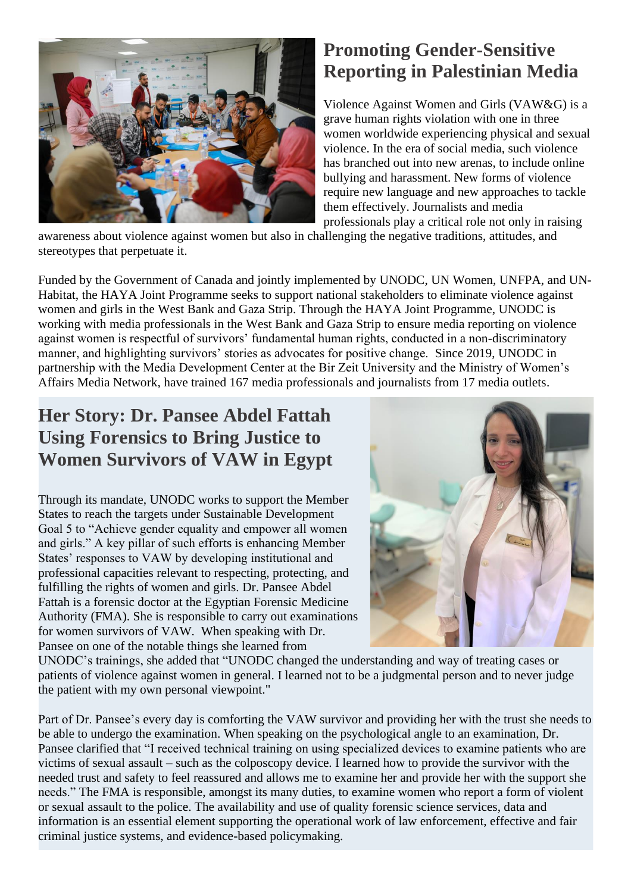## Promoting Gender-Sensitive Reporting in Palestinian Media

Violence Against Women and Girls (VAW&G) is a grave human rights violation with one in three women worldwide experiencing physical and sexual violence. In the era of social media, such violence has branched out into new arenas, to include online bullying and harassment. New forms of violence require new language and new approaches to tackle them effectively. Journalists and media professionals play a critical role not only in raising awareness about violence against women but also in challenging the negative traditions, attitudes, and stereotypes that perpetuate it.

Funded by the Government of Canada and jointly implemented by UNODC, UN Women, UNFPA, and UN-Habitat, the HAYA Joint Programme seeks to support national stakeholders to eliminate violence against women and girls in the West Bank and Gaza Strip. Through the HAYA Joint Programme, UNODC is working with media professionals in the West Bank and Gaza Strip to ensure media reporting on violence against women is respectful of survivors' fundamental human rights, conducted in a non-discriminatory manner, and highlighting survivors' stories as advocates for positive change. Since 2019, UNODC in partnership with the Media Development Center at the Bir Zeit University and the Ministry of Women's Affairs Media Network, have trained 167 media professionals and journalists from 17 media outlets.

## Her Story: Dr. Pansee Abdel Fattah Using Forensics to Bring Justice to Women Survivors of VAW in Egypt

Through its mandate, UNODC works to support the Member States to reach the targets under Sustainable Development Goal 5 to "Achieve gender equality and empower all women and girls." A key pillar of such efforts is enhancing Member States' responses to VAW by developing institutional and professional capacities relevant to respecting, protecting, and fulfilling the rights of women and girls. Dr. Pansee Abdel Fattah is a forensic doctor at the Egyptian Forensic Medicine Authority (FMA). She is responsible to carry out examinations for women survivors of VAW. When speaking with Dr. Pansee on one of the notable things she learned from UNODC's trainings, she added that "UNODC changed the understanding and way of treating cases or patients of violence against women in general. I learned not to be a judgmental person and to never judge the patient with my own personal viewpoint."

Part of Dr. Pansee's every day is comforting the VAW survivor and providing her with the trust she needs to be able to undergo the examination. When speaking on the psychological angle to an examination, Dr. Pansee clarified that "I received technical training on using specialized devices to examine patients who are victims of sexual assault – such as the colposcopy device. I learned how to provide the survivor with the needed trust and safety to feel reassured and allows me to examine her and provide her with the support she needs." The FMA is responsible, amongst its many duties, to examine women who report a form of violent or sexual assault to the police. The availability and use of quality forensic science services, data and information is an essential element supporting the operational work of law enforcement, effective and fair criminal justice systems, and evidence-based policymaking.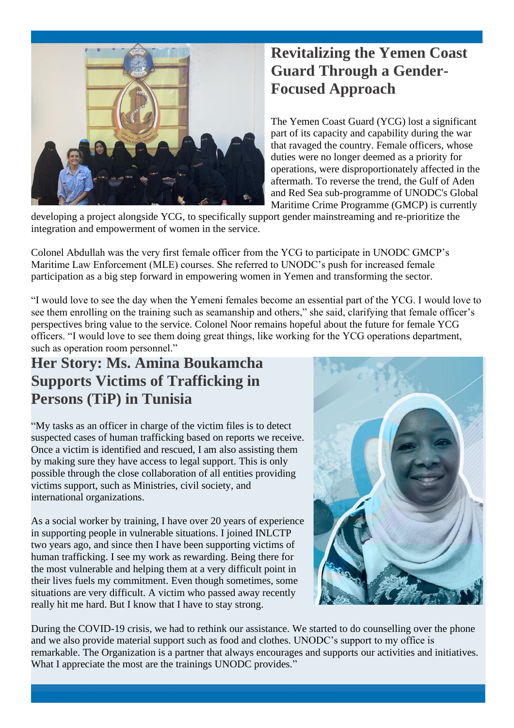## Revitalizing the Yemen Coast Guard Through a Gender-Focused Approach

The Yemen Coast Guard (YCG) lost a significant part of its capacity and capability during the war that ravaged the country. Female officers, whose duties were no longer deemed as a priority for operations, were disproportionately affected in the aftermath. To reverse the trend, the Gulf of Aden and Red Sea sub-programme of UNODC's Global Maritime Crime Programme (GMCP) is currently developing a project alongside YCG, to specifically support gender mainstreaming and re-prioritize the integration and empowerment of women in the service.

Colonel Abdullah was the very first female officer from the YCG to participate in UNODC GMCP's Maritime Law Enforcement (MLE) courses. She referred to UNODC's push for increased female participation as a big step forward in empowering women in Yemen and transforming the sector.

"I would love to see the day when the Yemeni females become an essential part of the YCG. I would love to see them enrolling on the training such as seamanship and others," she said, clarifying that female officer's perspectives bring value to the service. Colonel Noor remains hopeful about the future for female YCG officers. "I would love to see them doing great things, like working for the YCG operations department, such as operation room personnel."

## Her Story: Ms. Amina Boukamcha Supports Victims of Trafficking in Persons (TiP) in Tunisia

"My tasks as an officer in charge of the victim files is to detect suspected cases of human trafficking based on reports we receive. Once a victim is identified and rescued, I am also assisting them by making sure they have access to legal support. This is only possible through the close collaboration of all entities providing victims support, such as Ministries, civil society, and international organizations.

As a social worker by training, I have over 20 years of experience in supporting people in vulnerable situations. I joined INLCTP two years ago, and since then I have been supporting victims of human trafficking. I see my work as rewarding. Being there for the most vulnerable and helping them at a very difficult point in their lives fuels my commitment. Even though sometimes, some situations are very difficult. A victim who passed away recently really hit me hard. But I know that I have to stay strong.

During the COVID-19 crisis, we had to rethink our assistance. We started to do counselling over the phone and we also provide material support such as food and clothes. UNODC's support to my office is remarkable. The Organization is a partner that always encourages and supports our activities and initiatives. What I appreciate the most are the trainings UNODC provides."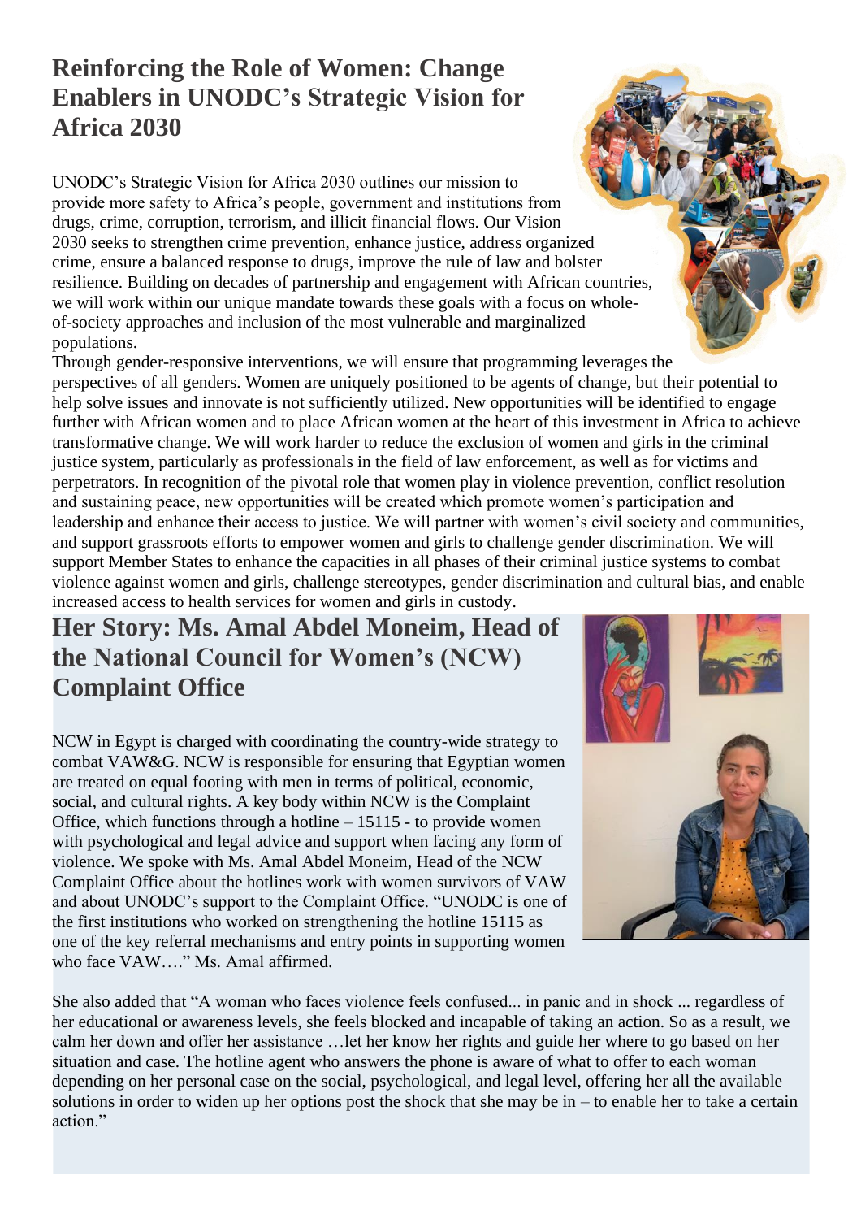# Reinforcing the Role of Women: Change Enablers in UNODC's Strategic Vision for Africa 2030

UNODC's Strategic Vision for Africa 2030 outlines our mission to provide more safety to Africa's people, government and institutions from drugs, crime, corruption, terrorism, and illicit financial flows. Our Vision 2030 seeks to strengthen crime prevention, enhance justice, address organized crime, ensure a balanced response to drugs, improve the rule of law and bolster resilience. Building on decades of partnership and engagement with African countries, we will work within our unique mandate towards these goals with a focus on whole-of-society approaches and inclusion of the most vulnerable and marginalized populations.

Through gender-responsive interventions, we will ensure that programming leverages the perspectives of all genders. Women are uniquely positioned to be agents of change, but their potential to help solve issues and innovate is not sufficiently utilized. New opportunities will be identified to engage further with African women and to place African women at the heart of this investment in Africa to achieve transformative change. We will work harder to reduce the exclusion of women and girls in the criminal justice system, particularly as professionals in the field of law enforcement, as well as for victims and perpetrators. In recognition of the pivotal role that women play in violence prevention, conflict resolution and sustaining peace, new opportunities will be created which promote women's participation and leadership and enhance their access to justice. We will partner with women's civil society and communities, and support grassroots efforts to empower women and girls to challenge gender discrimination. We will support Member States to enhance the capacities in all phases of their criminal justice systems to combat violence against women and girls, challenge stereotypes, gender discrimination and cultural bias, and enable increased access to health services for women and girls in custody.

## Her Story: Ms. Amal Abdel Moneim, Head of the National Council for Women's (NCW) Complaint Office

NCW in Egypt is charged with coordinating the country-wide strategy to combat VAW&G. NCW is responsible for ensuring that Egyptian women are treated on equal footing with men in terms of political, economic, social, and cultural rights. A key body within NCW is the Complaint Office, which functions through a hotline – 15115 - to provide women with psychological and legal advice and support when facing any form of violence. We spoke with Ms. Amal Abdel Moneim, Head of the NCW Complaint Office about the hotlines work with women survivors of VAW and about UNODC's support to the Complaint Office. "UNODC is one of the first institutions who worked on strengthening the hotline 15115 as one of the key referral mechanisms and entry points in supporting women who face VAW…." Ms. Amal affirmed.

She also added that "A woman who faces violence feels confused... in panic and in shock ... regardless of her educational or awareness levels, she feels blocked and incapable of taking an action. So as a result, we calm her down and offer her assistance …let her know her rights and guide her where to go based on her situation and case. The hotline agent who answers the phone is aware of what to offer to each woman depending on her personal case on the social, psychological, and legal level, offering her all the available solutions in order to widen up her options post the shock that she may be in – to enable her to take a certain action."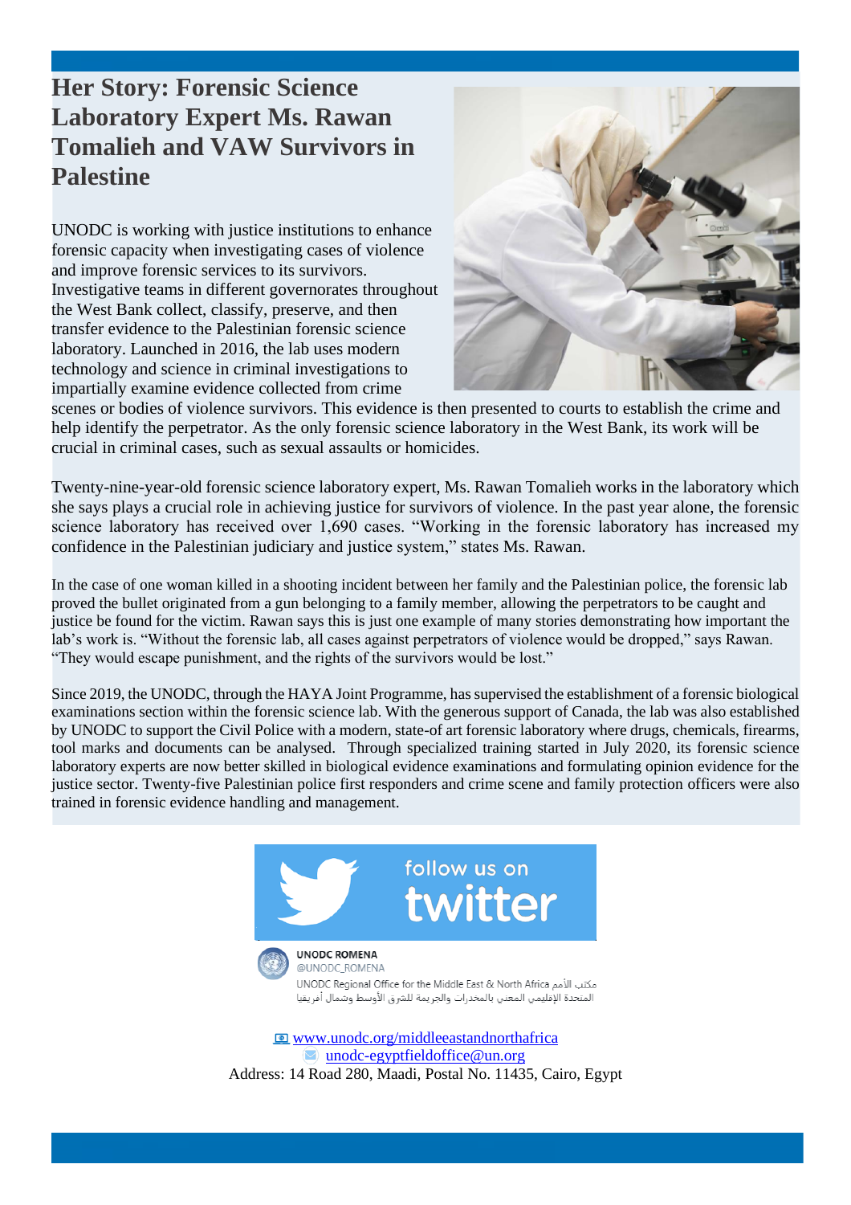# Her Story: Forensic Science Laboratory Expert Ms. Rawan Tomalieh and VAW Survivors in Palestine

UNODC is working with justice institutions to enhance forensic capacity when investigating cases of violence and improve forensic services to its survivors. Investigative teams in different governorates throughout the West Bank collect, classify, preserve, and then transfer evidence to the Palestinian forensic science laboratory. Launched in 2016, the lab uses modern technology and science in criminal investigations to impartially examine evidence collected from crime scenes or bodies of violence survivors. This evidence is then presented to courts to establish the crime and help identify the perpetrator. As the only forensic science laboratory in the West Bank, its work will be crucial in criminal cases, such as sexual assaults or homicides.

Twenty-nine-year-old forensic science laboratory expert, Ms. Rawan Tomalieh works in the laboratory which she says plays a crucial role in achieving justice for survivors of violence. In the past year alone, the forensic science laboratory has received over 1,690 cases. “Working in the forensic laboratory has increased my confidence in the Palestinian judiciary and justice system,” states Ms. Rawan.

In the case of one woman killed in a shooting incident between her family and the Palestinian police, the forensic lab proved the bullet originated from a gun belonging to a family member, allowing the perpetrators to be caught and justice be found for the victim. Rawan says this is just one example of many stories demonstrating how important the lab’s work is. “Without the forensic lab, all cases against perpetrators of violence would be dropped,” says Rawan. “They would escape punishment, and the rights of the survivors would be lost.”

Since 2019, the UNODC, through the HAYA Joint Programme, has supervised the establishment of a forensic biological examinations section within the forensic science lab. With the generous support of Canada, the lab was also established by UNODC to support the Civil Police with a modern, state-of art forensic laboratory where drugs, chemicals, firearms, tool marks and documents can be analysed. Through specialized training started in July 2020, its forensic science laboratory experts are now better skilled in biological evidence examinations and formulating opinion evidence for the justice sector. Twenty-five Palestinian police first responders and crime scene and family protection officers were also trained in forensic evidence handling and management.

follow us on twitter

UNODC ROMENA
@UNODC_ROMENA
UNODC Regional Office for the Middle East & North Africa مكتب الأمم المتحدة الإقليمي المعني بالمخدرات والجريمة للشرق الأوسط وشمال أفريقيا

www.unodc.org/middleeastandnorthafrica
unodc-egyptfieldoffice@un.org
Address: 14 Road 280, Maadi, Postal No. 11435, Cairo, Egypt